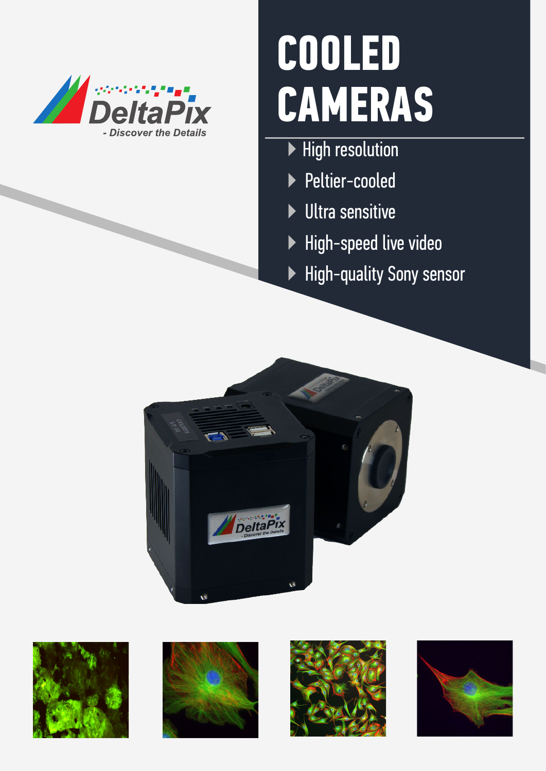DeltaPix

- Discover the Details

# COOLED CAMERAS

- High resolution
- Peltier-cooled
- Ultra sensitive
- High-speed live video
- High-quality Sony sensor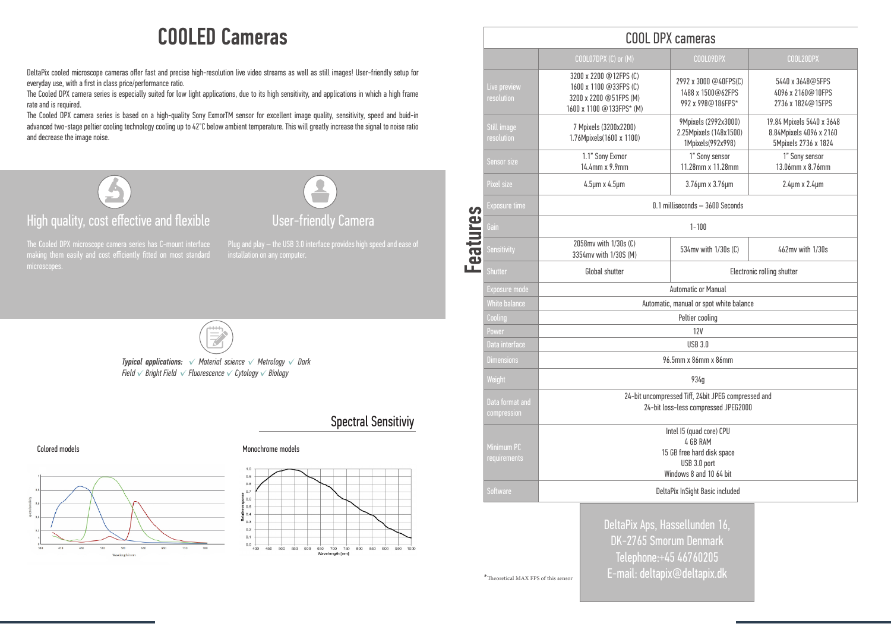# COOLED Cameras

DeltaPix cooled microscope cameras offer fast and precise high-resolution live video streams as well as still images! User-friendly setup for everyday use, with a first in class price/performance ratio.
The Cooled DPX camera series is especially suited for low light applications, due to its high sensitivity, and applications in which a high frame rate and is required.
The Cooled DPX camera series is based on a high-quality Sony ExmorTM sensor for excellent image quality, sensitivity, speed and buid-in advanced two-stage peltier cooling technology cooling up to 42°C below ambient temperature. This will greatly increase the signal to noise ratio and decrease the image noise.

## High quality, cost effective and flexible

The Cooled DPX microscope camera series has C-mount interface making them easily and cost efficiently fitted on most standard microscopes.

## User-friendly Camera

Plug and play – the USB 3.0 interface provides high speed and ease of installation on any computer.

***Typical applications:*** *✓ Material science ✓ Metrology ✓ Dark Field ✓ Bright Field ✓ Fluorescence ✓ Cytology ✓ Biology*

## Spectral Sensitiviy

Colored models

spectral sensitivity
Wavelength in nm

Monochrome models

1.0
0.9
0.8
0.7
0.6
0.5
0.4
0.3
0.2
0.1
0.0
Relative response
400 450 500 550 600 650 700 750 800 850 900 950 1000
Wavelength [nm]

## Features

### COOL DPX cameras

| | COOL07DPX (C) or (M) | COOL09DPX | COOL20DPX |
|---|---|---|---|
| Live preview resolution | 3200 x 2200 @12FPS (C)<br>1600 x 1100 @33FPS (C)<br>3200 x 2200 @51FPS (M)<br>1600 x 1100 @133FPS* (M) | 2992 x 3000 @40FPS(C)<br>1488 x 1500@62FPS<br>992 x 998@186FPS* | 5440 x 3648@5FPS<br>4096 x 2160@10FPS<br>2736 x 1824@15FPS |
| Still image resolution | 7 Mpixels (3200x2200)<br>1.76Mpixels(1600 x 1100) | 9Mpixels (2992x3000)<br>2.25Mpixels (148x1500)<br>1Mpixels(992x998) | 19.84 Mpixels 5440 x 3648<br>8.84Mpixels 4096 x 2160<br>5Mpixels 2736 x 1824 |
| Sensor size | 1.1" Sony Exmor<br>14.4mm x 9.9mm | 1" Sony sensor<br>11.28mm x 11.28mm | 1" Sony sensor<br>13.06mm x 8.76mm |
| Pixel size | 4.5µm x 4.5µm | 3.76µm x 3.76µm | 2.4µm x 2.4µm |
| Exposure time | 0.1 milliseconds – 3600 Seconds | | |
| Gain | 1-100 | | |
| Sensitivity | 2058mv with 1/30s (C)<br>3354mv with 1/30S (M) | 534mv with 1/30s (C) | 462mv with 1/30s |
| Shutter | Global shutter | Electronic rolling shutter | |
| Exposure mode | Automatic or Manual | | |
| White balance | Automatic, manual or spot white balance | | |
| Cooling | Peltier cooling | | |
| Power | 12V | | |
| Data interface | USB 3.0 | | |
| Dimensions | 96.5mm x 86mm x 86mm | | |
| Weight | 934g | | |
| Data format and compression | 24-bit uncompressed Tiff, 24bit JPEG compressed and 24-bit loss-less compressed JPEG2000 | | |
| Minimum PC requirements | Intel I5 (quad core) CPU<br>4 GB RAM<br>15 GB free hard disk space<br>USB 3.0 port<br>Windows 8 and 10 64 bit | | |
| Software | DeltaPix InSight Basic included | | |

*Theoretical MAX FPS of this sensor

DeltaPix Aps, Hassellunden 16,
DK-2765 Smorum Denmark
Telephone:+45 46760205
E-mail: deltapix@deltapix.dk